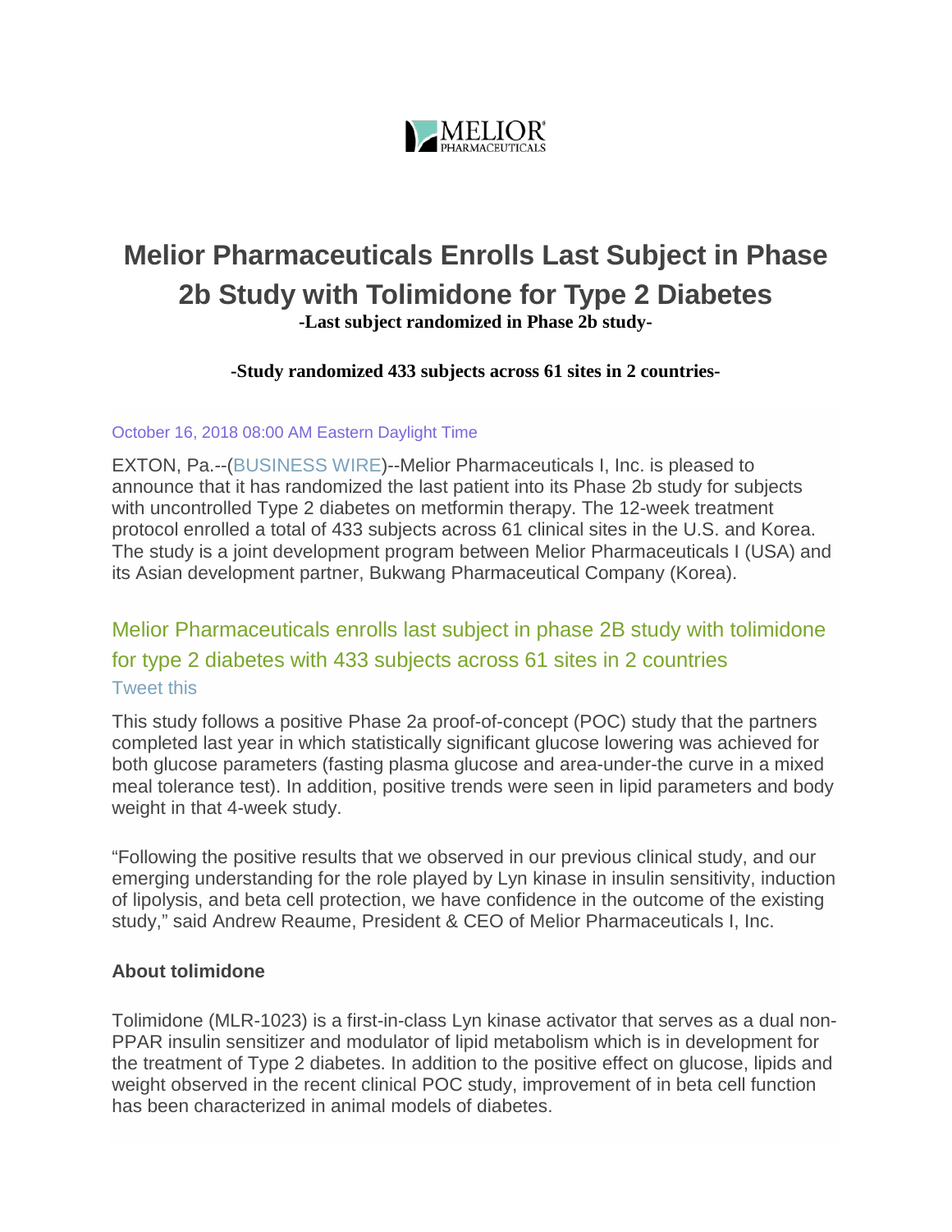MELIOR PHARMACEUTICALS

# Melior Pharmaceuticals Enrolls Last Subject in Phase 2b Study with Tolimidone for Type 2 Diabetes

**-Last subject randomized in Phase 2b study-**

**-Study randomized 433 subjects across 61 sites in 2 countries-**

October 16, 2018 08:00 AM Eastern Daylight Time

EXTON, Pa.--(BUSINESS WIRE)--Melior Pharmaceuticals I, Inc. is pleased to announce that it has randomized the last patient into its Phase 2b study for subjects with uncontrolled Type 2 diabetes on metformin therapy. The 12-week treatment protocol enrolled a total of 433 subjects across 61 clinical sites in the U.S. and Korea. The study is a joint development program between Melior Pharmaceuticals I (USA) and its Asian development partner, Bukwang Pharmaceutical Company (Korea).

Melior Pharmaceuticals enrolls last subject in phase 2B study with tolimidone for type 2 diabetes with 433 subjects across 61 sites in 2 countries

Tweet this

This study follows a positive Phase 2a proof-of-concept (POC) study that the partners completed last year in which statistically significant glucose lowering was achieved for both glucose parameters (fasting plasma glucose and area-under-the curve in a mixed meal tolerance test). In addition, positive trends were seen in lipid parameters and body weight in that 4-week study.

"Following the positive results that we observed in our previous clinical study, and our emerging understanding for the role played by Lyn kinase in insulin sensitivity, induction of lipolysis, and beta cell protection, we have confidence in the outcome of the existing study," said Andrew Reaume, President & CEO of Melior Pharmaceuticals I, Inc.

**About tolimidone**

Tolimidone (MLR-1023) is a first-in-class Lyn kinase activator that serves as a dual non-PPAR insulin sensitizer and modulator of lipid metabolism which is in development for the treatment of Type 2 diabetes. In addition to the positive effect on glucose, lipids and weight observed in the recent clinical POC study, improvement of in beta cell function has been characterized in animal models of diabetes.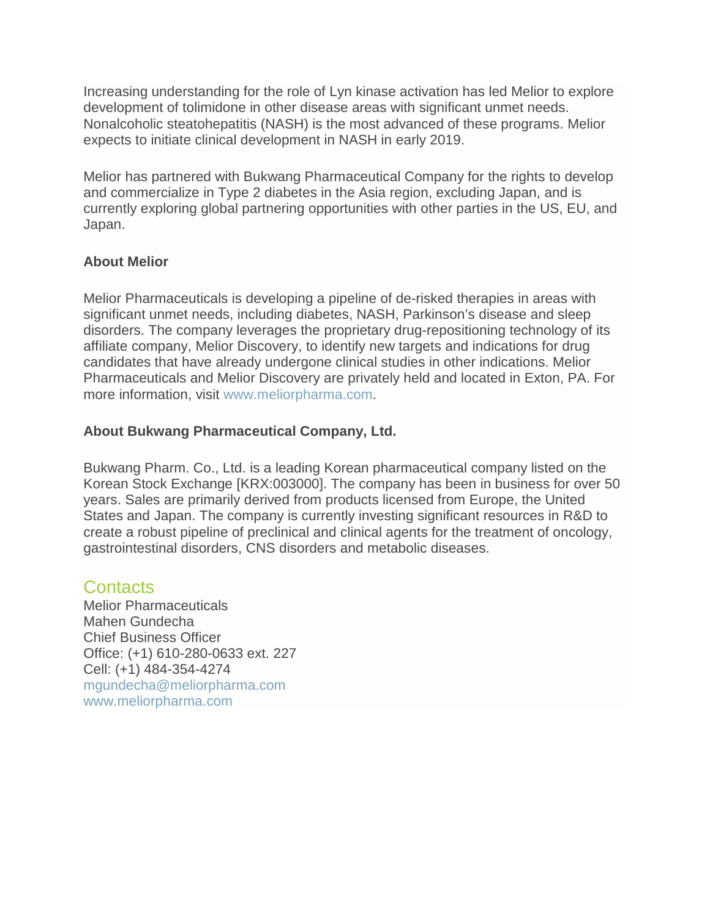Increasing understanding for the role of Lyn kinase activation has led Melior to explore development of tolimidone in other disease areas with significant unmet needs. Nonalcoholic steatohepatitis (NASH) is the most advanced of these programs. Melior expects to initiate clinical development in NASH in early 2019.

Melior has partnered with Bukwang Pharmaceutical Company for the rights to develop and commercialize in Type 2 diabetes in the Asia region, excluding Japan, and is currently exploring global partnering opportunities with other parties in the US, EU, and Japan.

**About Melior**

Melior Pharmaceuticals is developing a pipeline of de-risked therapies in areas with significant unmet needs, including diabetes, NASH, Parkinson's disease and sleep disorders. The company leverages the proprietary drug-repositioning technology of its affiliate company, Melior Discovery, to identify new targets and indications for drug candidates that have already undergone clinical studies in other indications. Melior Pharmaceuticals and Melior Discovery are privately held and located in Exton, PA. For more information, visit www.meliorpharma.com.

**About Bukwang Pharmaceutical Company, Ltd.**

Bukwang Pharm. Co., Ltd. is a leading Korean pharmaceutical company listed on the Korean Stock Exchange [KRX:003000]. The company has been in business for over 50 years. Sales are primarily derived from products licensed from Europe, the United States and Japan. The company is currently investing significant resources in R&D to create a robust pipeline of preclinical and clinical agents for the treatment of oncology, gastrointestinal disorders, CNS disorders and metabolic diseases.

## Contacts

Melior Pharmaceuticals
Mahen Gundecha
Chief Business Officer
Office: (+1) 610-280-0633 ext. 227
Cell: (+1) 484-354-4274
mgundecha@meliorpharma.com
www.meliorpharma.com